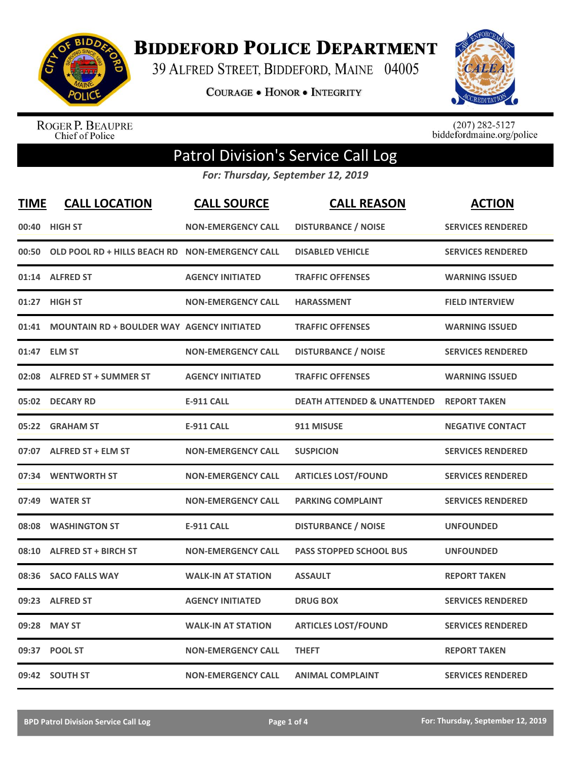# Biddeford Police Department

39 Alfred Street, Biddeford, Maine 04005

Courage • Honor • Integrity

Roger P. Beaupre
Chief of Police

(207) 282-5127
biddefordmaine.org/police

## Patrol Division's Service Call Log

*For: Thursday, September 12, 2019*

| TIME | CALL LOCATION | CALL SOURCE | CALL REASON | ACTION |
|---|---|---|---|---|
| 00:40 | HIGH ST | NON-EMERGENCY CALL | DISTURBANCE / NOISE | SERVICES RENDERED |
| 00:50 | OLD POOL RD + HILLS BEACH RD | NON-EMERGENCY CALL | DISABLED VEHICLE | SERVICES RENDERED |
| 01:14 | ALFRED ST | AGENCY INITIATED | TRAFFIC OFFENSES | WARNING ISSUED |
| 01:27 | HIGH ST | NON-EMERGENCY CALL | HARASSMENT | FIELD INTERVIEW |
| 01:41 | MOUNTAIN RD + BOULDER WAY | AGENCY INITIATED | TRAFFIC OFFENSES | WARNING ISSUED |
| 01:47 | ELM ST | NON-EMERGENCY CALL | DISTURBANCE / NOISE | SERVICES RENDERED |
| 02:08 | ALFRED ST + SUMMER ST | AGENCY INITIATED | TRAFFIC OFFENSES | WARNING ISSUED |
| 05:02 | DECARY RD | E-911 CALL | DEATH ATTENDED & UNATTENDED | REPORT TAKEN |
| 05:22 | GRAHAM ST | E-911 CALL | 911 MISUSE | NEGATIVE CONTACT |
| 07:07 | ALFRED ST + ELM ST | NON-EMERGENCY CALL | SUSPICION | SERVICES RENDERED |
| 07:34 | WENTWORTH ST | NON-EMERGENCY CALL | ARTICLES LOST/FOUND | SERVICES RENDERED |
| 07:49 | WATER ST | NON-EMERGENCY CALL | PARKING COMPLAINT | SERVICES RENDERED |
| 08:08 | WASHINGTON ST | E-911 CALL | DISTURBANCE / NOISE | UNFOUNDED |
| 08:10 | ALFRED ST + BIRCH ST | NON-EMERGENCY CALL | PASS STOPPED SCHOOL BUS | UNFOUNDED |
| 08:36 | SACO FALLS WAY | WALK-IN AT STATION | ASSAULT | REPORT TAKEN |
| 09:23 | ALFRED ST | AGENCY INITIATED | DRUG BOX | SERVICES RENDERED |
| 09:28 | MAY ST | WALK-IN AT STATION | ARTICLES LOST/FOUND | SERVICES RENDERED |
| 09:37 | POOL ST | NON-EMERGENCY CALL | THEFT | REPORT TAKEN |
| 09:42 | SOUTH ST | NON-EMERGENCY CALL | ANIMAL COMPLAINT | SERVICES RENDERED |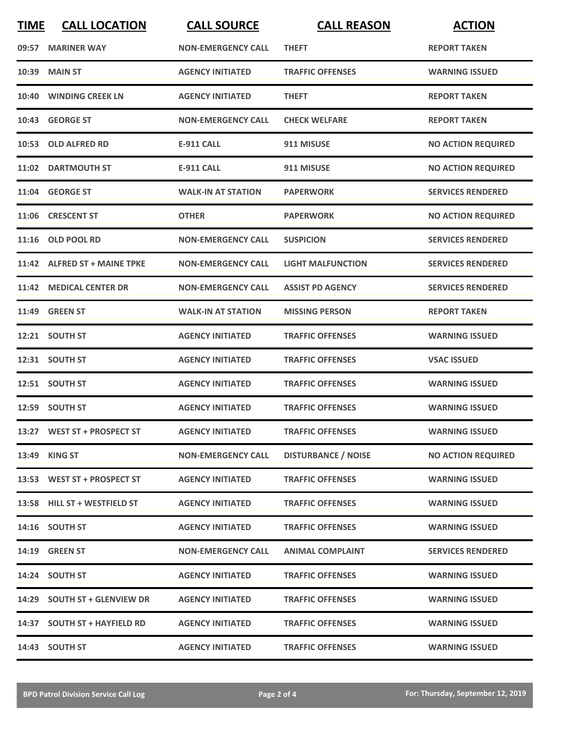| TIME | CALL LOCATION | CALL SOURCE | CALL REASON | ACTION |
| --- | --- | --- | --- | --- |
| 09:57 | MARINER WAY | NON-EMERGENCY CALL | THEFT | REPORT TAKEN |
| 10:39 | MAIN ST | AGENCY INITIATED | TRAFFIC OFFENSES | WARNING ISSUED |
| 10:40 | WINDING CREEK LN | AGENCY INITIATED | THEFT | REPORT TAKEN |
| 10:43 | GEORGE ST | NON-EMERGENCY CALL | CHECK WELFARE | REPORT TAKEN |
| 10:53 | OLD ALFRED RD | E-911 CALL | 911 MISUSE | NO ACTION REQUIRED |
| 11:02 | DARTMOUTH ST | E-911 CALL | 911 MISUSE | NO ACTION REQUIRED |
| 11:04 | GEORGE ST | WALK-IN AT STATION | PAPERWORK | SERVICES RENDERED |
| 11:06 | CRESCENT ST | OTHER | PAPERWORK | NO ACTION REQUIRED |
| 11:16 | OLD POOL RD | NON-EMERGENCY CALL | SUSPICION | SERVICES RENDERED |
| 11:42 | ALFRED ST + MAINE TPKE | NON-EMERGENCY CALL | LIGHT MALFUNCTION | SERVICES RENDERED |
| 11:42 | MEDICAL CENTER DR | NON-EMERGENCY CALL | ASSIST PD AGENCY | SERVICES RENDERED |
| 11:49 | GREEN ST | WALK-IN AT STATION | MISSING PERSON | REPORT TAKEN |
| 12:21 | SOUTH ST | AGENCY INITIATED | TRAFFIC OFFENSES | WARNING ISSUED |
| 12:31 | SOUTH ST | AGENCY INITIATED | TRAFFIC OFFENSES | VSAC ISSUED |
| 12:51 | SOUTH ST | AGENCY INITIATED | TRAFFIC OFFENSES | WARNING ISSUED |
| 12:59 | SOUTH ST | AGENCY INITIATED | TRAFFIC OFFENSES | WARNING ISSUED |
| 13:27 | WEST ST + PROSPECT ST | AGENCY INITIATED | TRAFFIC OFFENSES | WARNING ISSUED |
| 13:49 | KING ST | NON-EMERGENCY CALL | DISTURBANCE / NOISE | NO ACTION REQUIRED |
| 13:53 | WEST ST + PROSPECT ST | AGENCY INITIATED | TRAFFIC OFFENSES | WARNING ISSUED |
| 13:58 | HILL ST + WESTFIELD ST | AGENCY INITIATED | TRAFFIC OFFENSES | WARNING ISSUED |
| 14:16 | SOUTH ST | AGENCY INITIATED | TRAFFIC OFFENSES | WARNING ISSUED |
| 14:19 | GREEN ST | NON-EMERGENCY CALL | ANIMAL COMPLAINT | SERVICES RENDERED |
| 14:24 | SOUTH ST | AGENCY INITIATED | TRAFFIC OFFENSES | WARNING ISSUED |
| 14:29 | SOUTH ST + GLENVIEW DR | AGENCY INITIATED | TRAFFIC OFFENSES | WARNING ISSUED |
| 14:37 | SOUTH ST + HAYFIELD RD | AGENCY INITIATED | TRAFFIC OFFENSES | WARNING ISSUED |
| 14:43 | SOUTH ST | AGENCY INITIATED | TRAFFIC OFFENSES | WARNING ISSUED |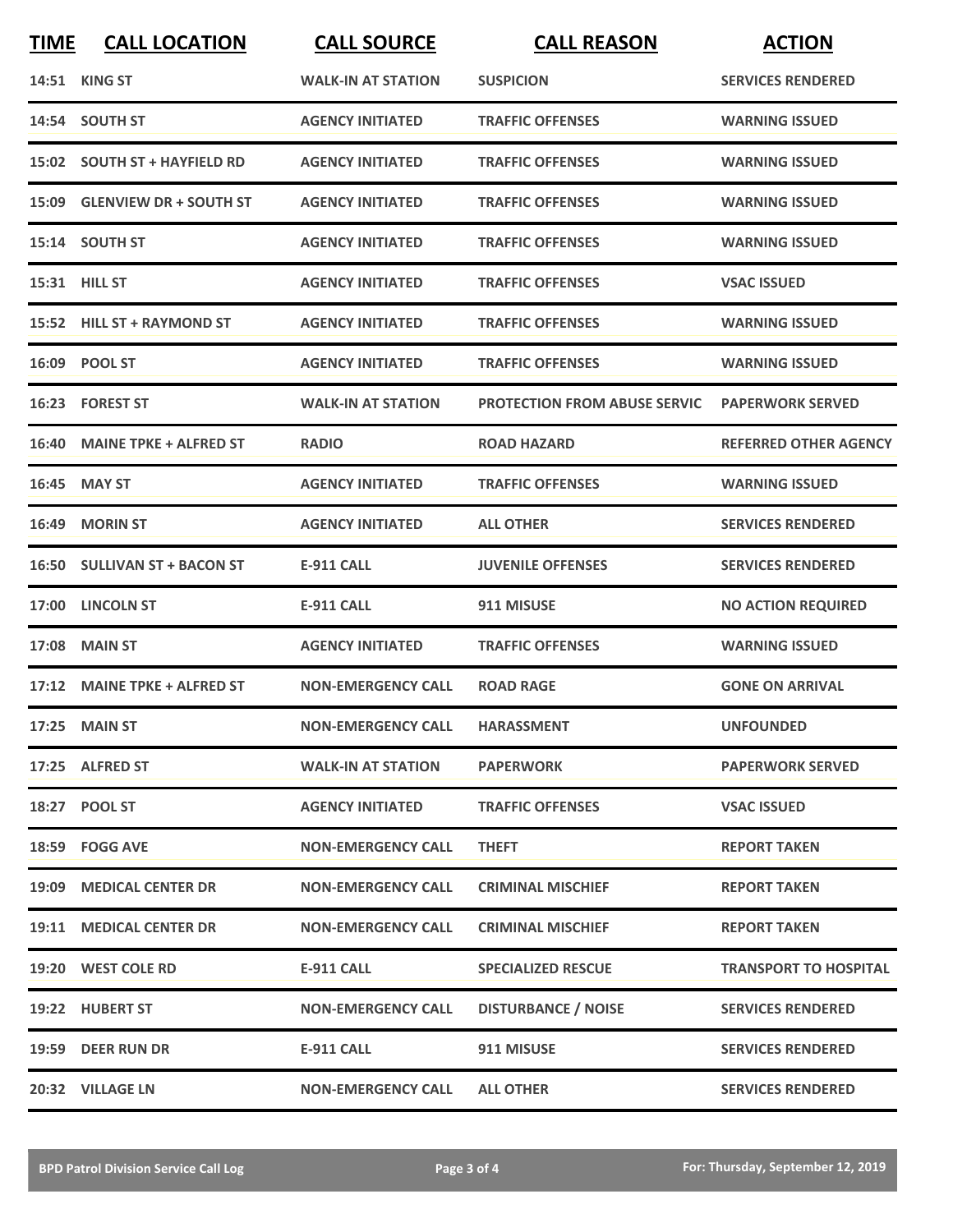| TIME | CALL LOCATION | CALL SOURCE | CALL REASON | ACTION |
|---|---|---|---|---|
| 14:51 | KING ST | WALK-IN AT STATION | SUSPICION | SERVICES RENDERED |
| 14:54 | SOUTH ST | AGENCY INITIATED | TRAFFIC OFFENSES | WARNING ISSUED |
| 15:02 | SOUTH ST + HAYFIELD RD | AGENCY INITIATED | TRAFFIC OFFENSES | WARNING ISSUED |
| 15:09 | GLENVIEW DR + SOUTH ST | AGENCY INITIATED | TRAFFIC OFFENSES | WARNING ISSUED |
| 15:14 | SOUTH ST | AGENCY INITIATED | TRAFFIC OFFENSES | WARNING ISSUED |
| 15:31 | HILL ST | AGENCY INITIATED | TRAFFIC OFFENSES | VSAC ISSUED |
| 15:52 | HILL ST + RAYMOND ST | AGENCY INITIATED | TRAFFIC OFFENSES | WARNING ISSUED |
| 16:09 | POOL ST | AGENCY INITIATED | TRAFFIC OFFENSES | WARNING ISSUED |
| 16:23 | FOREST ST | WALK-IN AT STATION | PROTECTION FROM ABUSE SERVIC | PAPERWORK SERVED |
| 16:40 | MAINE TPKE + ALFRED ST | RADIO | ROAD HAZARD | REFERRED OTHER AGENCY |
| 16:45 | MAY ST | AGENCY INITIATED | TRAFFIC OFFENSES | WARNING ISSUED |
| 16:49 | MORIN ST | AGENCY INITIATED | ALL OTHER | SERVICES RENDERED |
| 16:50 | SULLIVAN ST + BACON ST | E-911 CALL | JUVENILE OFFENSES | SERVICES RENDERED |
| 17:00 | LINCOLN ST | E-911 CALL | 911 MISUSE | NO ACTION REQUIRED |
| 17:08 | MAIN ST | AGENCY INITIATED | TRAFFIC OFFENSES | WARNING ISSUED |
| 17:12 | MAINE TPKE + ALFRED ST | NON-EMERGENCY CALL | ROAD RAGE | GONE ON ARRIVAL |
| 17:25 | MAIN ST | NON-EMERGENCY CALL | HARASSMENT | UNFOUNDED |
| 17:25 | ALFRED ST | WALK-IN AT STATION | PAPERWORK | PAPERWORK SERVED |
| 18:27 | POOL ST | AGENCY INITIATED | TRAFFIC OFFENSES | VSAC ISSUED |
| 18:59 | FOGG AVE | NON-EMERGENCY CALL | THEFT | REPORT TAKEN |
| 19:09 | MEDICAL CENTER DR | NON-EMERGENCY CALL | CRIMINAL MISCHIEF | REPORT TAKEN |
| 19:11 | MEDICAL CENTER DR | NON-EMERGENCY CALL | CRIMINAL MISCHIEF | REPORT TAKEN |
| 19:20 | WEST COLE RD | E-911 CALL | SPECIALIZED RESCUE | TRANSPORT TO HOSPITAL |
| 19:22 | HUBERT ST | NON-EMERGENCY CALL | DISTURBANCE / NOISE | SERVICES RENDERED |
| 19:59 | DEER RUN DR | E-911 CALL | 911 MISUSE | SERVICES RENDERED |
| 20:32 | VILLAGE LN | NON-EMERGENCY CALL | ALL OTHER | SERVICES RENDERED |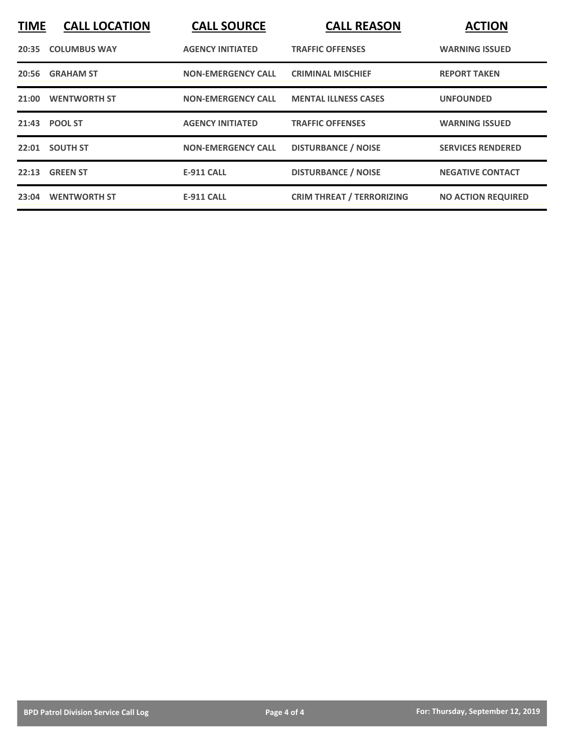| TIME | CALL LOCATION | CALL SOURCE | CALL REASON | ACTION |
|---|---|---|---|---|
| 20:35 | COLUMBUS WAY | AGENCY INITIATED | TRAFFIC OFFENSES | WARNING ISSUED |
| 20:56 | GRAHAM ST | NON-EMERGENCY CALL | CRIMINAL MISCHIEF | REPORT TAKEN |
| 21:00 | WENTWORTH ST | NON-EMERGENCY CALL | MENTAL ILLNESS CASES | UNFOUNDED |
| 21:43 | POOL ST | AGENCY INITIATED | TRAFFIC OFFENSES | WARNING ISSUED |
| 22:01 | SOUTH ST | NON-EMERGENCY CALL | DISTURBANCE / NOISE | SERVICES RENDERED |
| 22:13 | GREEN ST | E-911 CALL | DISTURBANCE / NOISE | NEGATIVE CONTACT |
| 23:04 | WENTWORTH ST | E-911 CALL | CRIM THREAT / TERRORIZING | NO ACTION REQUIRED |